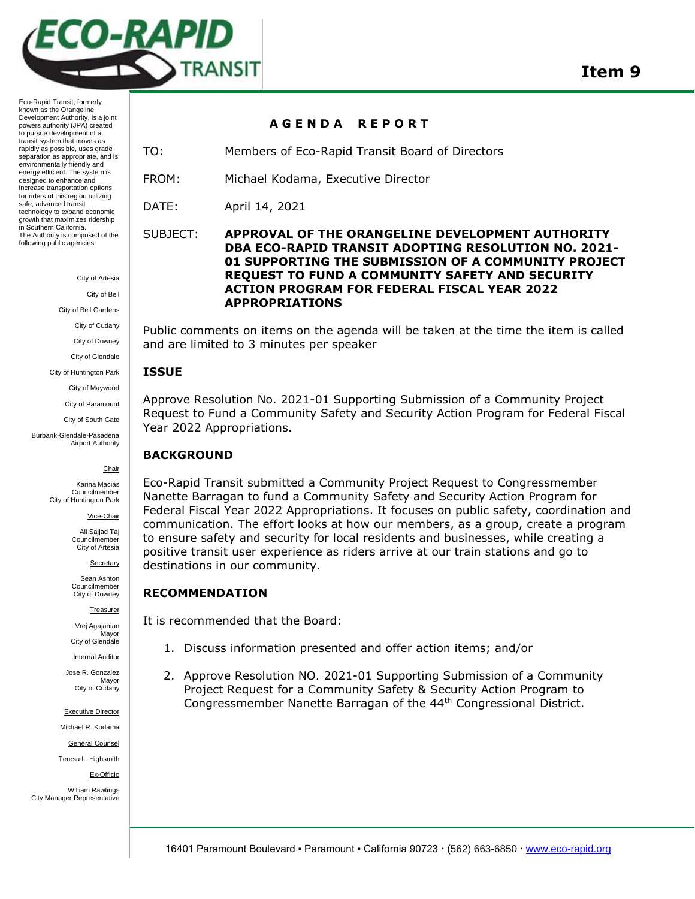**Item 9**

Eco-Rapid Transit, formerly known as the Orangeline Development Authority, is a joint powers authority (JPA) created to pursue development of a transit system that moves as rapidly as possible, uses grade separation as appropriate, and is environmentally friendly and energy efficient. The system is designed to enhance and increase transportation options for riders of this region utilizing safe, advanced transit technology to expand economic growth that maximizes ridership in Southern California. The Authority is composed of the following public agencies:

City of Artesia
City of Bell
City of Bell Gardens
City of Cudahy
City of Downey
City of Glendale
City of Huntington Park
City of Maywood
City of Paramount
City of South Gate
Burbank-Glendale-Pasadena Airport Authority

Chair
Karina Macias
Councilmember
City of Huntington Park

Vice-Chair
Ali Sajjad Taj
Councilmember
City of Artesia

Secretary
Sean Ashton
Councilmember
City of Downey

Treasurer
Vrej Agajanian
Mayor
City of Glendale

Internal Auditor
Jose R. Gonzalez
Mayor
City of Cudahy

Executive Director
Michael R. Kodama

General Counsel
Teresa L. Highsmith

Ex-Officio
William Rawlings
City Manager Representative

## AGENDA REPORT

TO: Members of Eco-Rapid Transit Board of Directors

FROM: Michael Kodama, Executive Director

DATE: April 14, 2021

SUBJECT: **APPROVAL OF THE ORANGELINE DEVELOPMENT AUTHORITY DBA ECO-RAPID TRANSIT ADOPTING RESOLUTION NO. 2021-01 SUPPORTING THE SUBMISSION OF A COMMUNITY PROJECT REQUEST TO FUND A COMMUNITY SAFETY AND SECURITY ACTION PROGRAM FOR FEDERAL FISCAL YEAR 2022 APPROPRIATIONS**

Public comments on items on the agenda will be taken at the time the item is called and are limited to 3 minutes per speaker

### ISSUE

Approve Resolution No. 2021-01 Supporting Submission of a Community Project Request to Fund a Community Safety and Security Action Program for Federal Fiscal Year 2022 Appropriations.

### BACKGROUND

Eco-Rapid Transit submitted a Community Project Request to Congressmember Nanette Barragan to fund a Community Safety and Security Action Program for Federal Fiscal Year 2022 Appropriations. It focuses on public safety, coordination and communication. The effort looks at how our members, as a group, create a program to ensure safety and security for local residents and businesses, while creating a positive transit user experience as riders arrive at our train stations and go to destinations in our community.

### RECOMMENDATION

It is recommended that the Board:

1. Discuss information presented and offer action items; and/or
2. Approve Resolution NO. 2021-01 Supporting Submission of a Community Project Request for a Community Safety & Security Action Program to Congressmember Nanette Barragan of the 44th Congressional District.

16401 Paramount Boulevard ▪ Paramount ▪ California 90723 · (562) 663-6850 · www.eco-rapid.org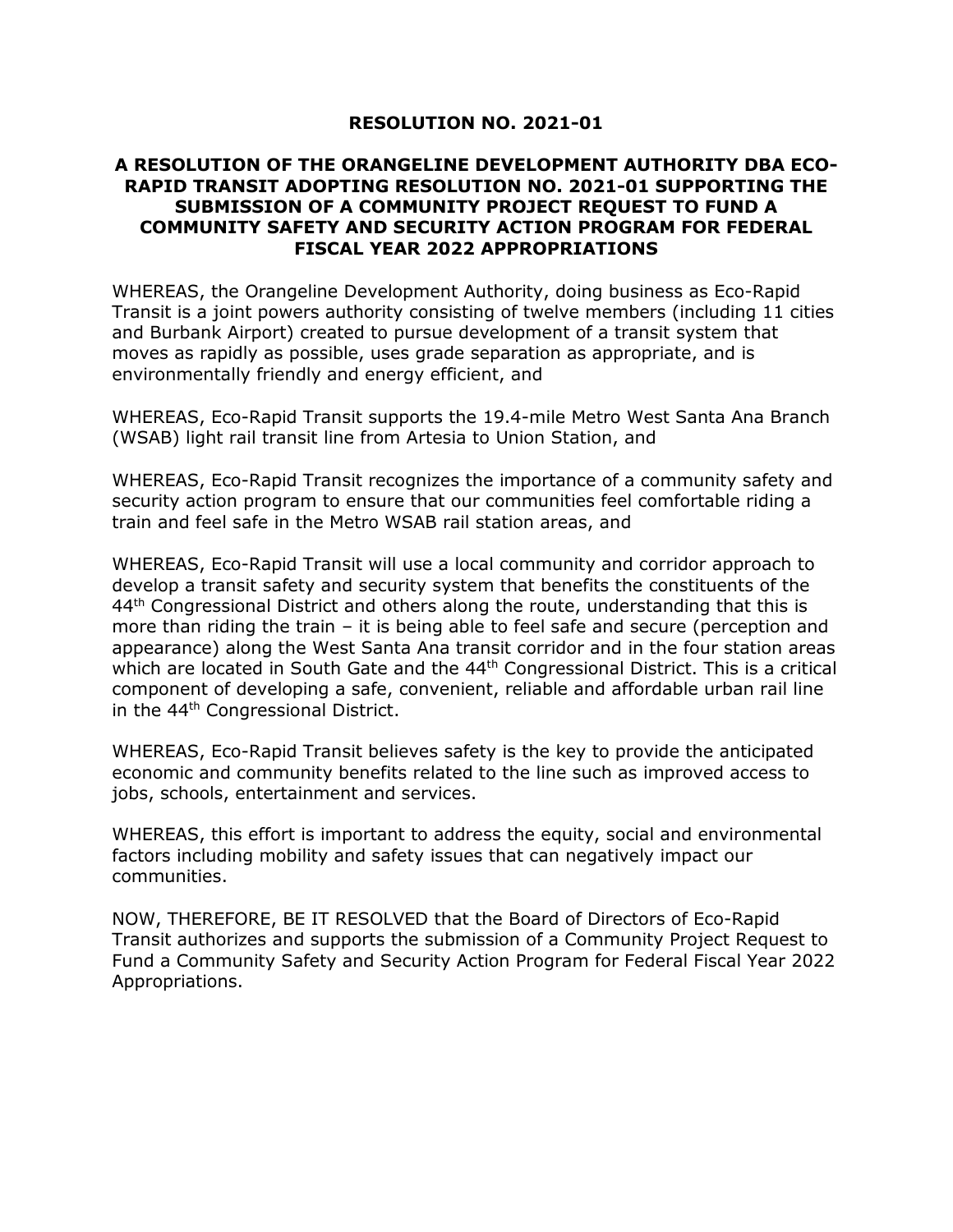# RESOLUTION NO. 2021-01

## A RESOLUTION OF THE ORANGELINE DEVELOPMENT AUTHORITY DBA ECO-RAPID TRANSIT ADOPTING RESOLUTION NO. 2021-01 SUPPORTING THE SUBMISSION OF A COMMUNITY PROJECT REQUEST TO FUND A COMMUNITY SAFETY AND SECURITY ACTION PROGRAM FOR FEDERAL FISCAL YEAR 2022 APPROPRIATIONS

WHEREAS, the Orangeline Development Authority, doing business as Eco-Rapid Transit is a joint powers authority consisting of twelve members (including 11 cities and Burbank Airport) created to pursue development of a transit system that moves as rapidly as possible, uses grade separation as appropriate, and is environmentally friendly and energy efficient, and

WHEREAS, Eco-Rapid Transit supports the 19.4-mile Metro West Santa Ana Branch (WSAB) light rail transit line from Artesia to Union Station, and

WHEREAS, Eco-Rapid Transit recognizes the importance of a community safety and security action program to ensure that our communities feel comfortable riding a train and feel safe in the Metro WSAB rail station areas, and

WHEREAS, Eco-Rapid Transit will use a local community and corridor approach to develop a transit safety and security system that benefits the constituents of the 44th Congressional District and others along the route, understanding that this is more than riding the train – it is being able to feel safe and secure (perception and appearance) along the West Santa Ana transit corridor and in the four station areas which are located in South Gate and the 44th Congressional District. This is a critical component of developing a safe, convenient, reliable and affordable urban rail line in the 44th Congressional District.

WHEREAS, Eco-Rapid Transit believes safety is the key to provide the anticipated economic and community benefits related to the line such as improved access to jobs, schools, entertainment and services.

WHEREAS, this effort is important to address the equity, social and environmental factors including mobility and safety issues that can negatively impact our communities.

NOW, THEREFORE, BE IT RESOLVED that the Board of Directors of Eco-Rapid Transit authorizes and supports the submission of a Community Project Request to Fund a Community Safety and Security Action Program for Federal Fiscal Year 2022 Appropriations.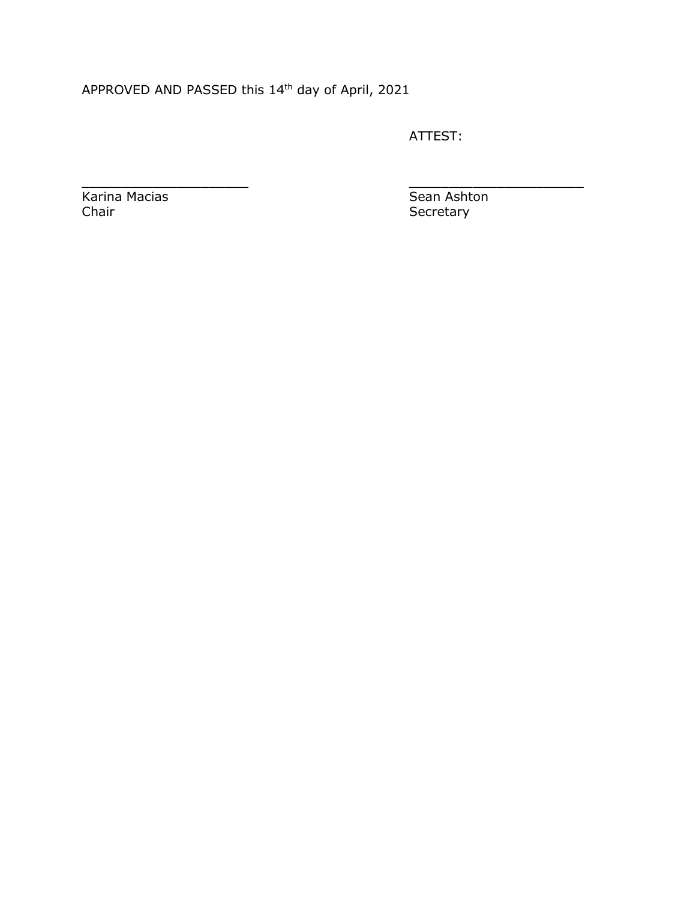APPROVED AND PASSED this 14th day of April, 2021

ATTEST:

_____________________ _______________________

Karina Macias
Chair

Sean Ashton
Secretary